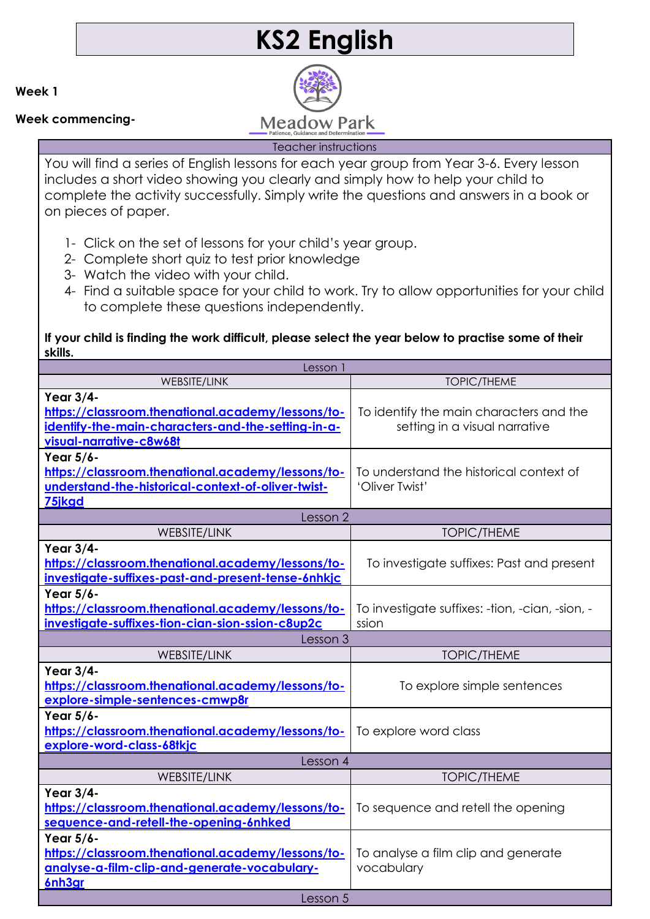# KS2 English

**Week 1**

**Week commencing-**

Meadow Park
Patience, Guidance and Determination

| Teacher instructions | |
|---|---|
| You will find a series of English lessons for each year group from Year 3-6. Every lesson includes a short video showing you clearly and simply how to help your child to complete the activity successfully. Simply write the questions and answers in a book or on pieces of paper.<br><br>1- Click on the set of lessons for your child's year group.<br>2- Complete short quiz to test prior knowledge<br>3- Watch the video with your child.<br>4- Find a suitable space for your child to work. Try to allow opportunities for your child to complete these questions independently.<br><br>**If your child is finding the work difficult, please select the year below to practise some of their skills.** | |
| **Lesson 1** | |
| WEBSITE/LINK | TOPIC/THEME |
| **Year 3/4-** https://classroom.thenational.academy/lessons/to-identify-the-main-characters-and-the-setting-in-a-visual-narrative-c8w68t | To identify the main characters and the setting in a visual narrative |
| **Year 5/6-** https://classroom.thenational.academy/lessons/to-understand-the-historical-context-of-oliver-twist-75jkgd | To understand the historical context of 'Oliver Twist' |
| **Lesson 2** | |
| WEBSITE/LINK | TOPIC/THEME |
| **Year 3/4-** https://classroom.thenational.academy/lessons/to-investigate-suffixes-past-and-present-tense-6nhkjc | To investigate suffixes: Past and present |
| **Year 5/6-** https://classroom.thenational.academy/lessons/to-investigate-suffixes-tion-cian-sion-ssion-c8up2c | To investigate suffixes: -tion, -cian, -sion, -ssion |
| **Lesson 3** | |
| WEBSITE/LINK | TOPIC/THEME |
| **Year 3/4-** https://classroom.thenational.academy/lessons/to-explore-simple-sentences-cmwp8r | To explore simple sentences |
| **Year 5/6-** https://classroom.thenational.academy/lessons/to-explore-word-class-68tkjc | To explore word class |
| **Lesson 4** | |
| WEBSITE/LINK | TOPIC/THEME |
| **Year 3/4-** https://classroom.thenational.academy/lessons/to-sequence-and-retell-the-opening-6nhked | To sequence and retell the opening |
| **Year 5/6-** https://classroom.thenational.academy/lessons/to-analyse-a-film-clip-and-generate-vocabulary-6nh3gr | To analyse a film clip and generate vocabulary |
| **Lesson 5** | |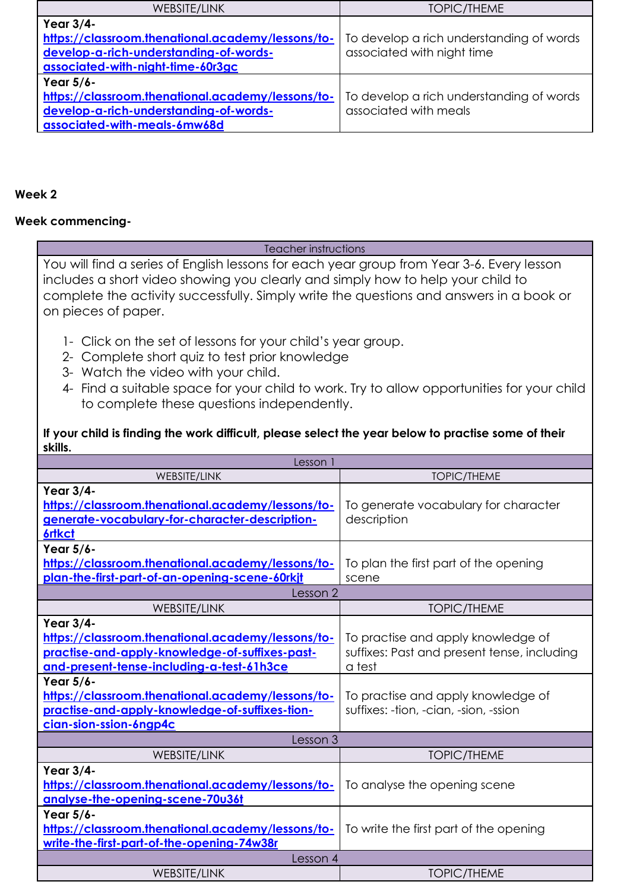| WEBSITE/LINK | TOPIC/THEME |
|---|---|
| **Year 3/4-** https://classroom.thenational.academy/lessons/to-develop-a-rich-understanding-of-words-associated-with-night-time-60r3gc | To develop a rich understanding of words associated with night time |
| **Year 5/6-** https://classroom.thenational.academy/lessons/to-develop-a-rich-understanding-of-words-associated-with-meals-6mw68d | To develop a rich understanding of words associated with meals |

**Week 2**

**Week commencing-**

| Teacher instructions | |
|---|---|
| You will find a series of English lessons for each year group from Year 3-6. Every lesson includes a short video showing you clearly and simply how to help your child to complete the activity successfully. Simply write the questions and answers in a book or on pieces of paper.<br><br>1- Click on the set of lessons for your child's year group.<br>2- Complete short quiz to test prior knowledge<br>3- Watch the video with your child.<br>4- Find a suitable space for your child to work. Try to allow opportunities for your child to complete these questions independently.<br><br>**If your child is finding the work difficult, please select the year below to practise some of their skills.** | |
| Lesson 1 | |
| WEBSITE/LINK | TOPIC/THEME |
| **Year 3/4-** https://classroom.thenational.academy/lessons/to-generate-vocabulary-for-character-description-6rtkct | To generate vocabulary for character description |
| **Year 5/6-** https://classroom.thenational.academy/lessons/to-plan-the-first-part-of-an-opening-scene-60rkjt | To plan the first part of the opening scene |
| Lesson 2 | |
| WEBSITE/LINK | TOPIC/THEME |
| **Year 3/4-** https://classroom.thenational.academy/lessons/to-practise-and-apply-knowledge-of-suffixes-past-and-present-tense-including-a-test-61h3ce | To practise and apply knowledge of suffixes: Past and present tense, including a test |
| **Year 5/6-** https://classroom.thenational.academy/lessons/to-practise-and-apply-knowledge-of-suffixes-tion-cian-sion-ssion-6ngp4c | To practise and apply knowledge of suffixes: -tion, -cian, -sion, -ssion |
| Lesson 3 | |
| WEBSITE/LINK | TOPIC/THEME |
| **Year 3/4-** https://classroom.thenational.academy/lessons/to-analyse-the-opening-scene-70u36t | To analyse the opening scene |
| **Year 5/6-** https://classroom.thenational.academy/lessons/to-write-the-first-part-of-the-opening-74w38r | To write the first part of the opening |
| Lesson 4 | |
| WEBSITE/LINK | TOPIC/THEME |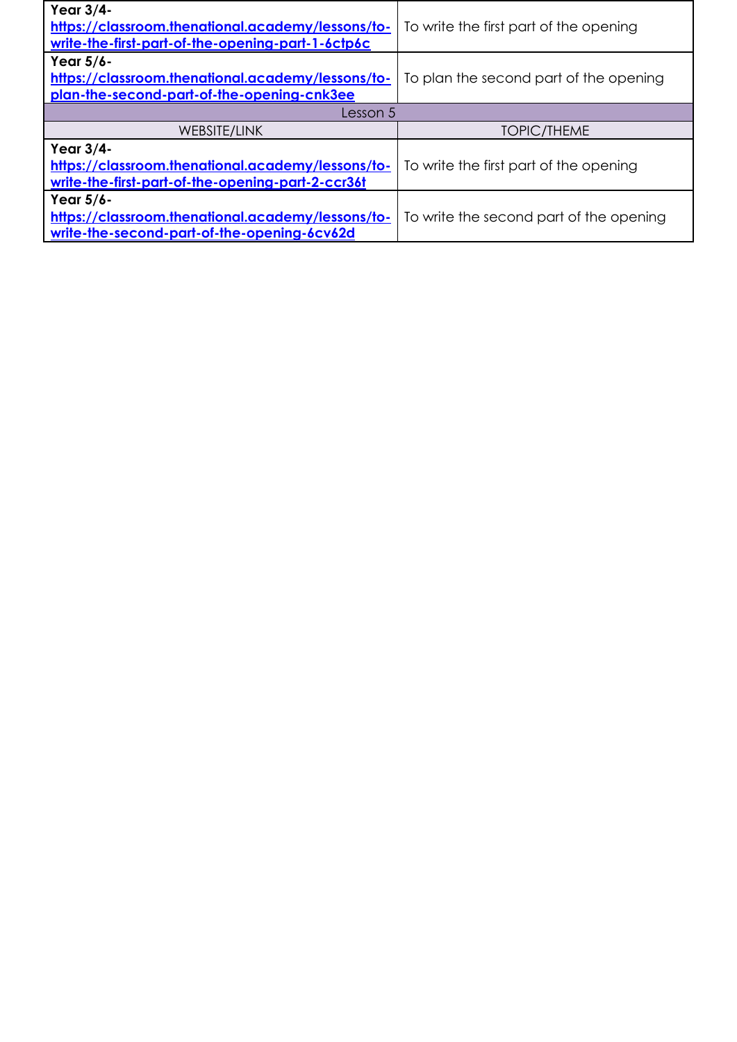| | |
|---|---|
| **Year 3/4-** **https://classroom.thenational.academy/lessons/to-write-the-first-part-of-the-opening-part-1-6ctp6c** | To write the first part of the opening |
| **Year 5/6-** **https://classroom.thenational.academy/lessons/to-plan-the-second-part-of-the-opening-cnk3ee** | To plan the second part of the opening |
| Lesson 5 | |
| WEBSITE/LINK | TOPIC/THEME |
| **Year 3/4-** **https://classroom.thenational.academy/lessons/to-write-the-first-part-of-the-opening-part-2-ccr36t** | To write the first part of the opening |
| **Year 5/6-** **https://classroom.thenational.academy/lessons/to-write-the-second-part-of-the-opening-6cv62d** | To write the second part of the opening |